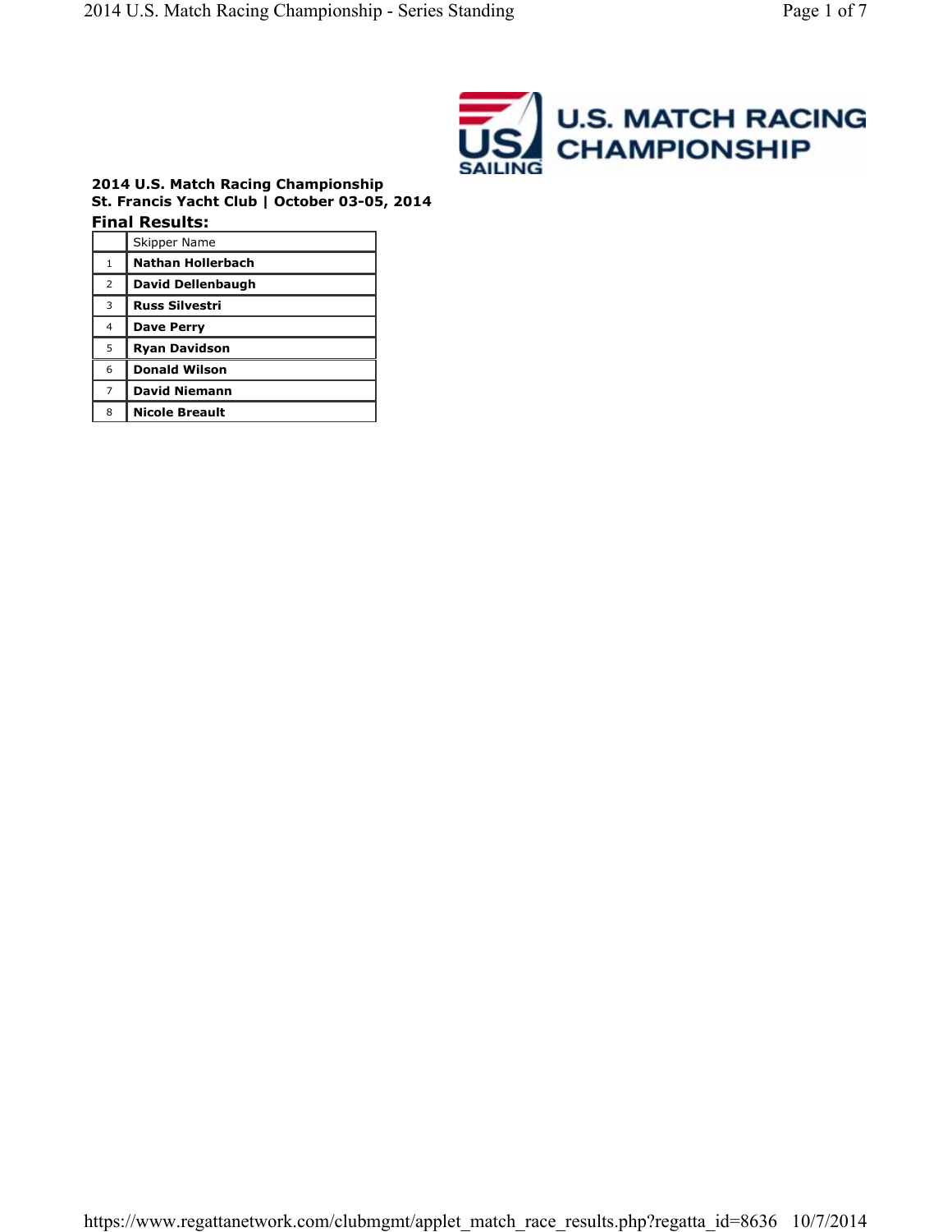**2014 U.S. Match Racing Championship**
**St. Francis Yacht Club | October 03-05, 2014**

## Final Results:

| | Skipper Name |
|---|---|
| 1 | **Nathan Hollerbach** |
| 2 | **David Dellenbaugh** |
| 3 | **Russ Silvestri** |
| 4 | **Dave Perry** |
| 5 | **Ryan Davidson** |
| 6 | **Donald Wilson** |
| 7 | **David Niemann** |
| 8 | **Nicole Breault** |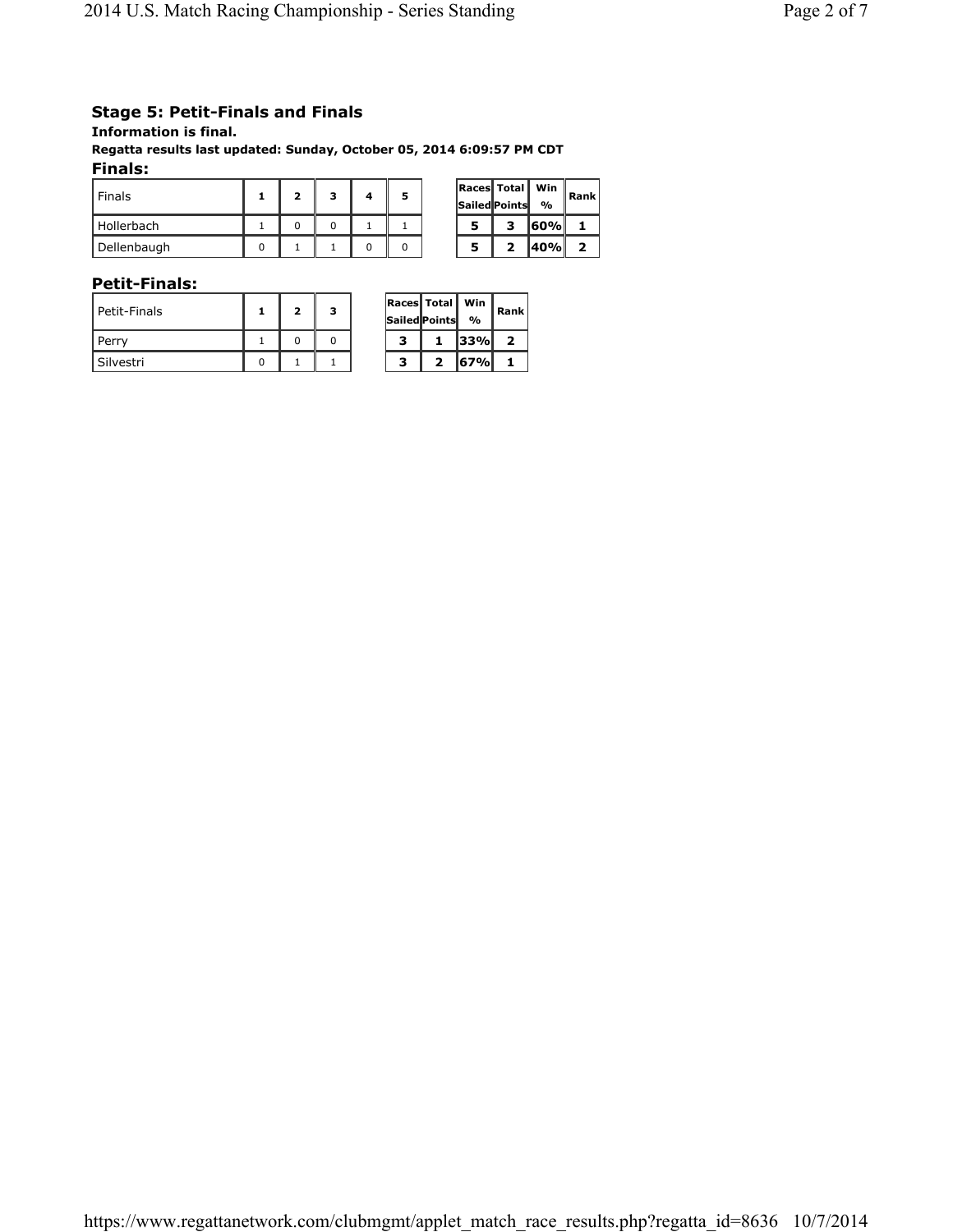## Stage 5: Petit-Finals and Finals

**Information is final.**

**Regatta results last updated: Sunday, October 05, 2014 6:09:57 PM CDT**

### Finals:

| Finals | 1 | 2 | 3 | 4 | 5 | Races Sailed | Total Points | Win % | Rank |
|---|---|---|---|---|---|---|---|---|---|
| Hollerbach | 1 | 0 | 0 | 1 | 1 | 5 | 3 | 60% | 1 |
| Dellenbaugh | 0 | 1 | 1 | 0 | 0 | 5 | 2 | 40% | 2 |

### Petit-Finals:

| Petit-Finals | 1 | 2 | 3 | Races Sailed | Total Points | Win % | Rank |
|---|---|---|---|---|---|---|---|
| Perry | 1 | 0 | 0 | 3 | 1 | 33% | 2 |
| Silvestri | 0 | 1 | 1 | 3 | 2 | 67% | 1 |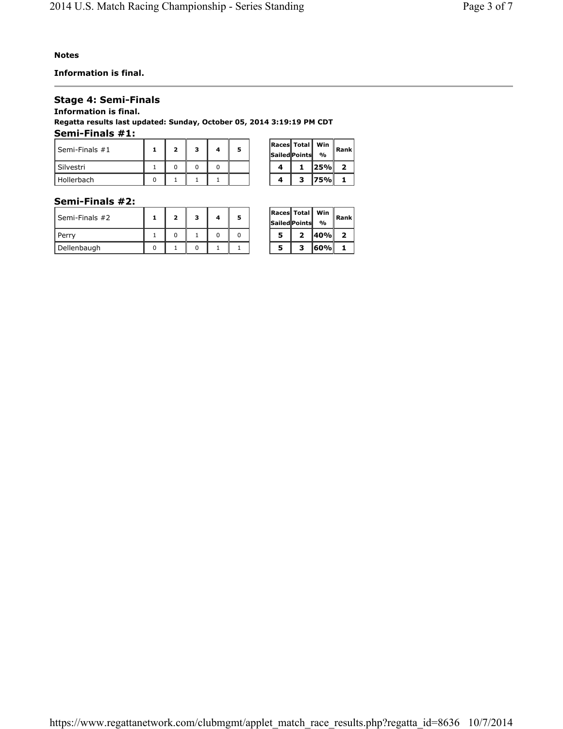**Notes**

**Information is final.**

---

## Stage 4: Semi-Finals

**Information is final.**

**Regatta results last updated: Sunday, October 05, 2014 3:19:19 PM CDT**

### Semi-Finals #1:

| Semi-Finals #1 | 1 | 2 | 3 | 4 | 5 |
|---|---|---|---|---|---|
| Silvestri | 1 | 0 | 0 | 0 | |
| Hollerbach | 0 | 1 | 1 | 1 | |

| Races Sailed | Total Points | Win % | Rank |
|---|---|---|---|
| 4 | 1 | 25% | 2 |
| 4 | 3 | 75% | 1 |

### Semi-Finals #2:

| Semi-Finals #2 | 1 | 2 | 3 | 4 | 5 |
|---|---|---|---|---|---|
| Perry | 1 | 0 | 1 | 0 | 0 |
| Dellenbaugh | 0 | 1 | 0 | 1 | 1 |

| Races Sailed | Total Points | Win % | Rank |
|---|---|---|---|
| 5 | 2 | 40% | 2 |
| 5 | 3 | 60% | 1 |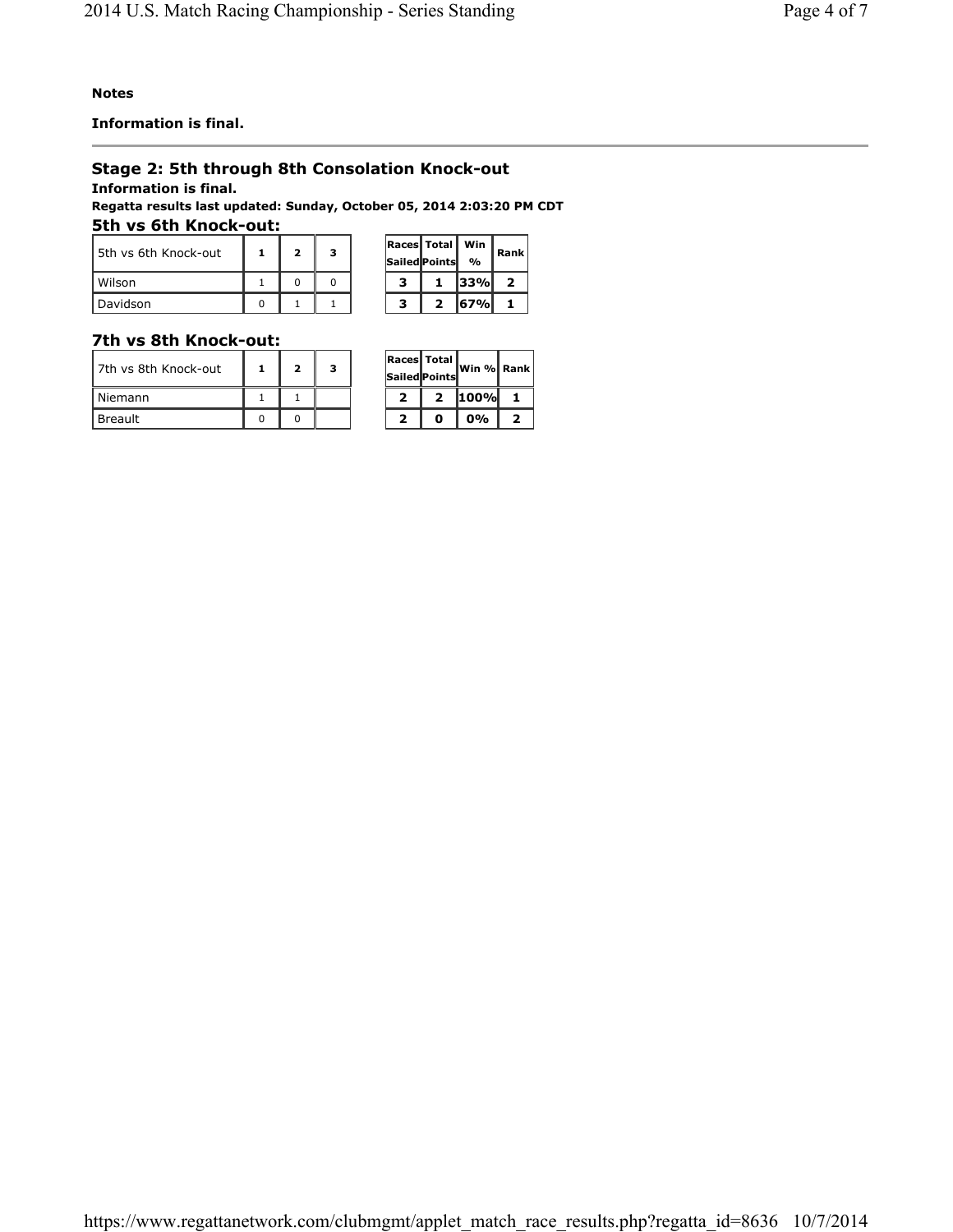**Notes**

**Information is final.**

## Stage 2: 5th through 8th Consolation Knock-out

**Information is final.**

**Regatta results last updated: Sunday, October 05, 2014 2:03:20 PM CDT**

### 5th vs 6th Knock-out:

| 5th vs 6th Knock-out | 1 | 2 | 3 | Races Sailed | Total Points | Win % | Rank |
|---|---|---|---|---|---|---|---|
| Wilson | 1 | 0 | 0 | 3 | 1 | 33% | 2 |
| Davidson | 0 | 1 | 1 | 3 | 2 | 67% | 1 |

### 7th vs 8th Knock-out:

| 7th vs 8th Knock-out | 1 | 2 | 3 | Races Sailed | Total Points | Win % | Rank |
|---|---|---|---|---|---|---|---|
| Niemann | 1 | 1 | | 2 | 2 | 100% | 1 |
| Breault | 0 | 0 | | 2 | 0 | 0% | 2 |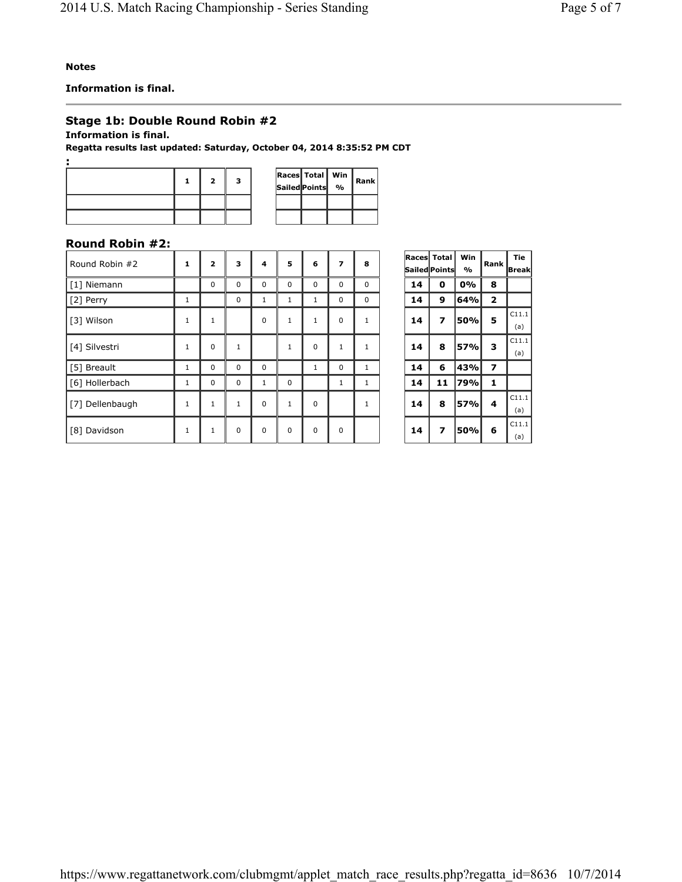**Notes**

**Information is final.**

## Stage 1b: Double Round Robin #2

**Information is final.**

**Regatta results last updated: Saturday, October 04, 2014 8:35:52 PM CDT**

**:**

| | 1 | 2 | 3 | Races Sailed | Total Points | Win % | Rank |
|---|---|---|---|---|---|---|---|
| | | | | | | | |
| | | | | | | | |

### Round Robin #2:

| Round Robin #2 | 1 | 2 | 3 | 4 | 5 | 6 | 7 | 8 | Races Sailed | Total Points | Win % | Rank | Tie Break |
|---|---|---|---|---|---|---|---|---|---|---|---|---|---|
| [1] Niemann | | 0 | 0 | 0 | 0 | 0 | 0 | 0 | **14** | **0** | **0%** | **8** | |
| [2] Perry | 1 | | 0 | 1 | 1 | 1 | 0 | 0 | **14** | **9** | **64%** | **2** | |
| [3] Wilson | 1 | 1 | | 0 | 1 | 1 | 0 | 1 | **14** | **7** | **50%** | **5** | C11.1 (a) |
| [4] Silvestri | 1 | 0 | 1 | | 1 | 0 | 1 | 1 | **14** | **8** | **57%** | **3** | C11.1 (a) |
| [5] Breault | 1 | 0 | 0 | 0 | | 1 | 0 | 1 | **14** | **6** | **43%** | **7** | |
| [6] Hollerbach | 1 | 0 | 0 | 1 | 0 | | 1 | 1 | **14** | **11** | **79%** | **1** | |
| [7] Dellenbaugh | 1 | 1 | 1 | 0 | 1 | 0 | | 1 | **14** | **8** | **57%** | **4** | C11.1 (a) |
| [8] Davidson | 1 | 1 | 0 | 0 | 0 | 0 | 0 | | **14** | **7** | **50%** | **6** | C11.1 (a) |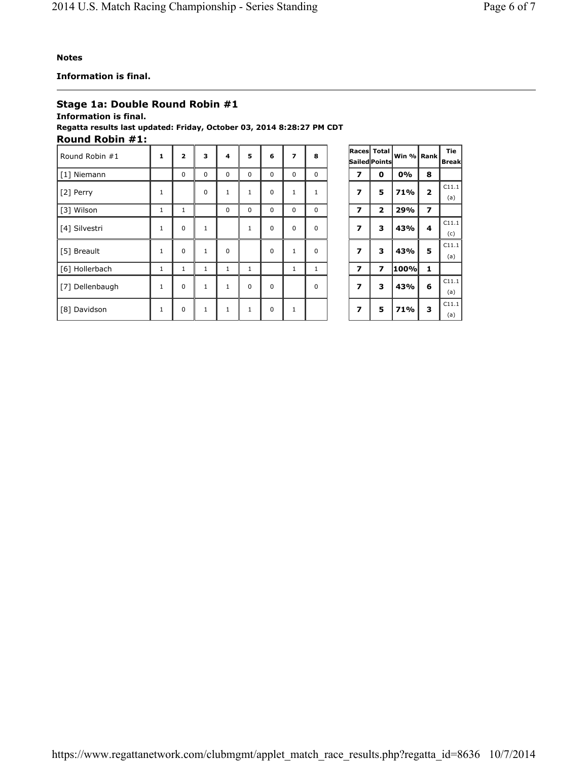**Notes**

**Information is final.**

## Stage 1a: Double Round Robin #1

**Information is final.**

**Regatta results last updated: Friday, October 03, 2014 8:28:27 PM CDT**

### Round Robin #1:

| Round Robin #1 | 1 | 2 | 3 | 4 | 5 | 6 | 7 | 8 | Races Sailed | Total Points | Win % | Rank | Tie Break |
|---|---|---|---|---|---|---|---|---|---|---|---|---|---|
| [1] Niemann | | 0 | 0 | 0 | 0 | 0 | 0 | 0 | 7 | 0 | 0% | 8 | |
| [2] Perry | 1 | | 0 | 1 | 1 | 0 | 1 | 1 | 7 | 5 | 71% | 2 | C11.1 (a) |
| [3] Wilson | 1 | 1 | | 0 | 0 | 0 | 0 | 0 | 7 | 2 | 29% | 7 | |
| [4] Silvestri | 1 | 0 | 1 | | 1 | 0 | 0 | 0 | 7 | 3 | 43% | 4 | C11.1 (c) |
| [5] Breault | 1 | 0 | 1 | 0 | | 0 | 1 | 0 | 7 | 3 | 43% | 5 | C11.1 (a) |
| [6] Hollerbach | 1 | 1 | 1 | 1 | 1 | | 1 | 1 | 7 | 7 | 100% | 1 | |
| [7] Dellenbaugh | 1 | 0 | 1 | 1 | 0 | 0 | | 0 | 7 | 3 | 43% | 6 | C11.1 (a) |
| [8] Davidson | 1 | 0 | 1 | 1 | 1 | 0 | 1 | | 7 | 5 | 71% | 3 | C11.1 (a) |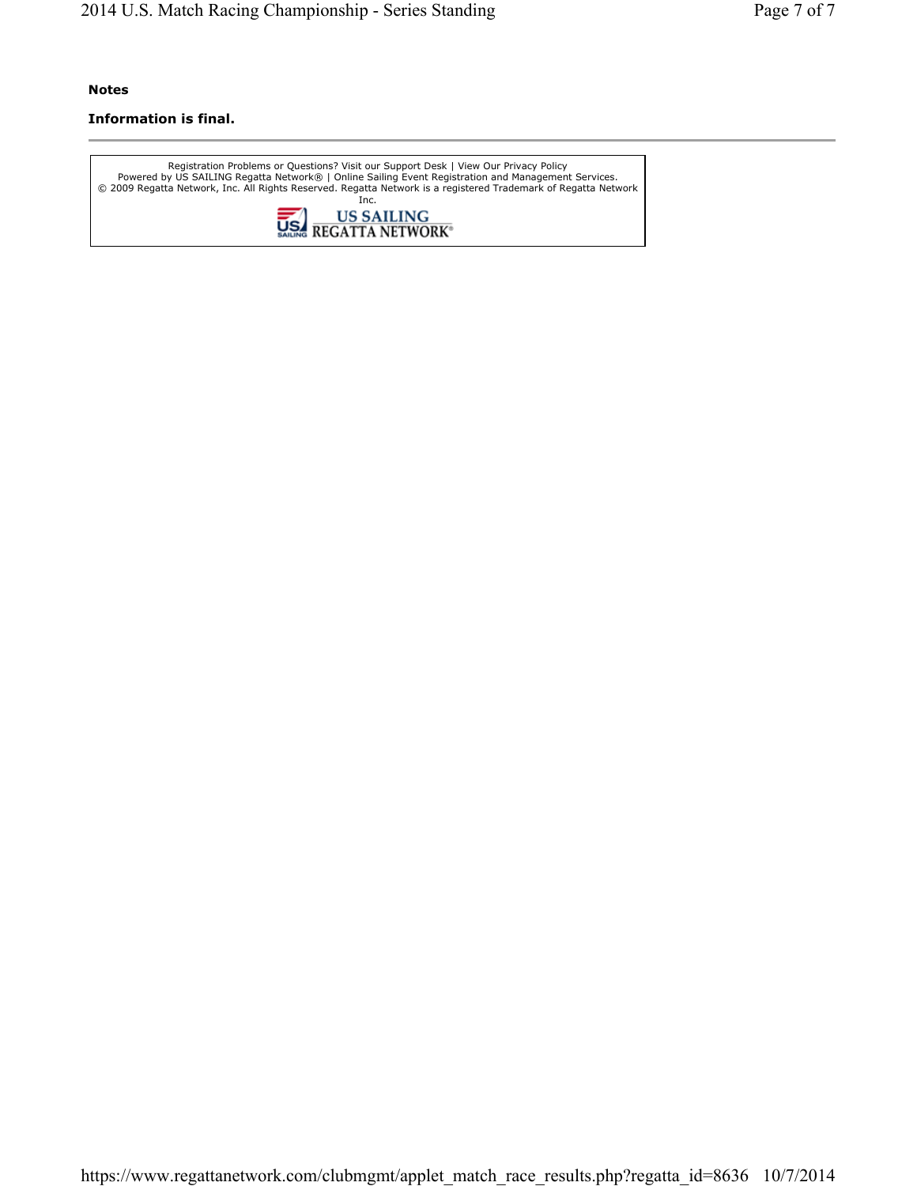**Notes**

**Information is final.**

---

Registration Problems or Questions? Visit our Support Desk | View Our Privacy Policy
Powered by US SAILING Regatta Network® | Online Sailing Event Registration and Management Services.
© 2009 Regatta Network, Inc. All Rights Reserved. Regatta Network is a registered Trademark of Regatta Network Inc.

US SAILING REGATTA NETWORK®